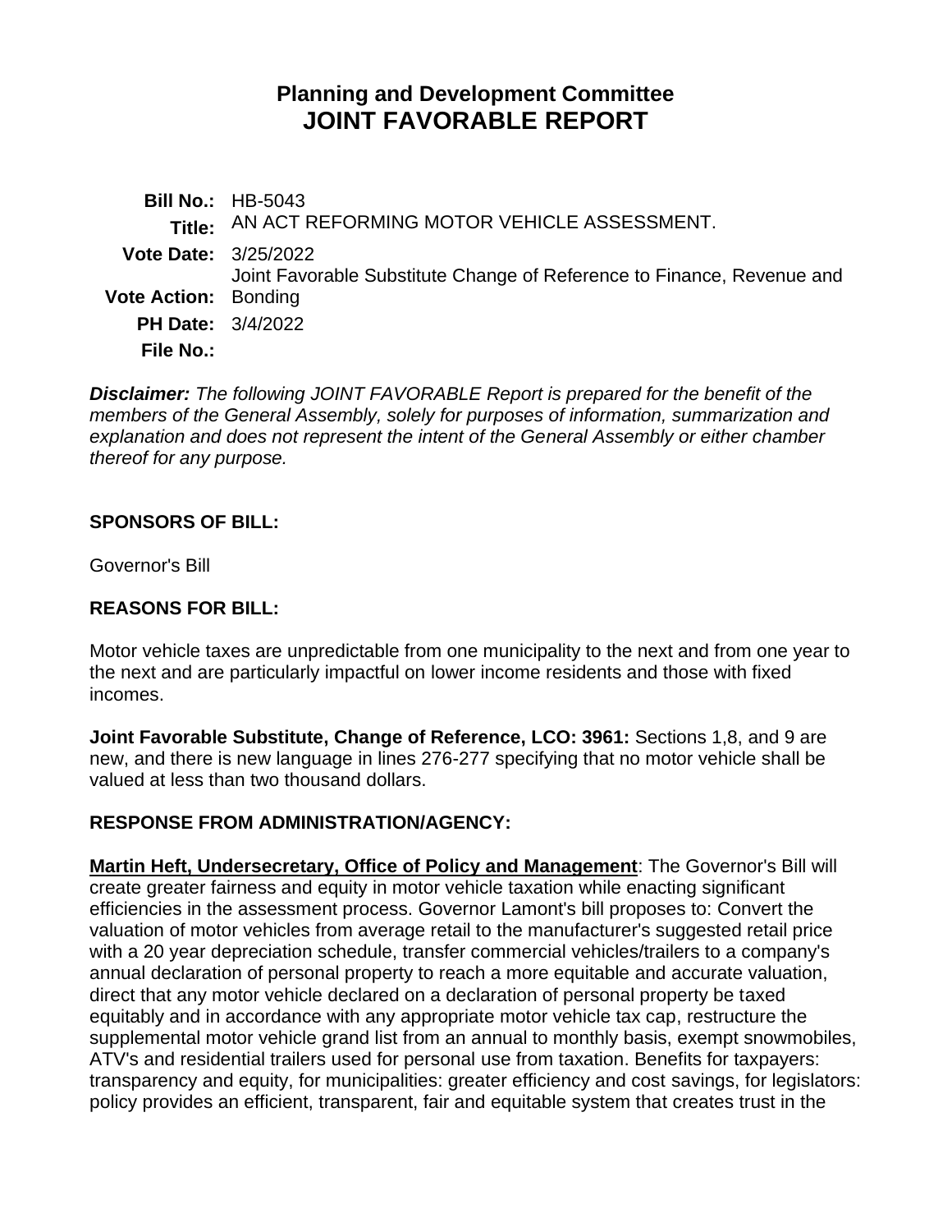# Planning and Development Committee
# JOINT FAVORABLE REPORT

**Bill No.:** HB-5043
**Title:** AN ACT REFORMING MOTOR VEHICLE ASSESSMENT.
**Vote Date:** 3/25/2022
**Vote Action:** Joint Favorable Substitute Change of Reference to Finance, Revenue and Bonding
**PH Date:** 3/4/2022
**File No.:**

***Disclaimer:*** *The following JOINT FAVORABLE Report is prepared for the benefit of the members of the General Assembly, solely for purposes of information, summarization and explanation and does not represent the intent of the General Assembly or either chamber thereof for any purpose.*

## SPONSORS OF BILL:

Governor's Bill

## REASONS FOR BILL:

Motor vehicle taxes are unpredictable from one municipality to the next and from one year to the next and are particularly impactful on lower income residents and those with fixed incomes.

**Joint Favorable Substitute, Change of Reference, LCO: 3961:** Sections 1,8, and 9 are new, and there is new language in lines 276-277 specifying that no motor vehicle shall be valued at less than two thousand dollars.

## RESPONSE FROM ADMINISTRATION/AGENCY:

**Martin Heft, Undersecretary, Office of Policy and Management**: The Governor's Bill will create greater fairness and equity in motor vehicle taxation while enacting significant efficiencies in the assessment process. Governor Lamont's bill proposes to: Convert the valuation of motor vehicles from average retail to the manufacturer's suggested retail price with a 20 year depreciation schedule, transfer commercial vehicles/trailers to a company's annual declaration of personal property to reach a more equitable and accurate valuation, direct that any motor vehicle declared on a declaration of personal property be taxed equitably and in accordance with any appropriate motor vehicle tax cap, restructure the supplemental motor vehicle grand list from an annual to monthly basis, exempt snowmobiles, ATV's and residential trailers used for personal use from taxation. Benefits for taxpayers: transparency and equity, for municipalities: greater efficiency and cost savings, for legislators: policy provides an efficient, transparent, fair and equitable system that creates trust in the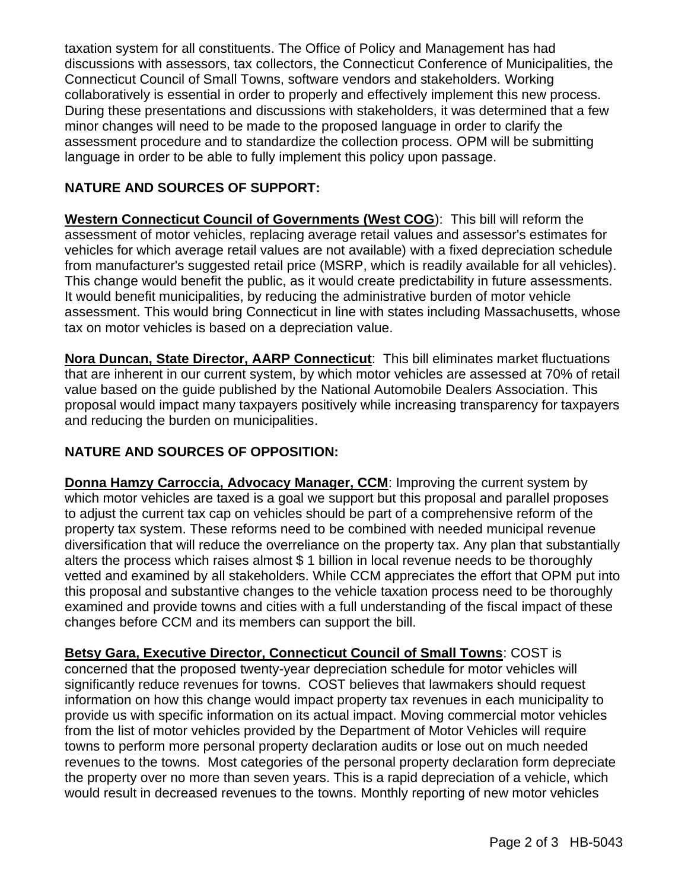taxation system for all constituents. The Office of Policy and Management has had discussions with assessors, tax collectors, the Connecticut Conference of Municipalities, the Connecticut Council of Small Towns, software vendors and stakeholders. Working collaboratively is essential in order to properly and effectively implement this new process. During these presentations and discussions with stakeholders, it was determined that a few minor changes will need to be made to the proposed language in order to clarify the assessment procedure and to standardize the collection process. OPM will be submitting language in order to be able to fully implement this policy upon passage.

## NATURE AND SOURCES OF SUPPORT:

**Western Connecticut Council of Governments (West COG)**: This bill will reform the assessment of motor vehicles, replacing average retail values and assessor's estimates for vehicles for which average retail values are not available) with a fixed depreciation schedule from manufacturer's suggested retail price (MSRP, which is readily available for all vehicles). This change would benefit the public, as it would create predictability in future assessments. It would benefit municipalities, by reducing the administrative burden of motor vehicle assessment. This would bring Connecticut in line with states including Massachusetts, whose tax on motor vehicles is based on a depreciation value.

**Nora Duncan, State Director, AARP Connecticut**: This bill eliminates market fluctuations that are inherent in our current system, by which motor vehicles are assessed at 70% of retail value based on the guide published by the National Automobile Dealers Association. This proposal would impact many taxpayers positively while increasing transparency for taxpayers and reducing the burden on municipalities.

## NATURE AND SOURCES OF OPPOSITION:

**Donna Hamzy Carroccia, Advocacy Manager, CCM**: Improving the current system by which motor vehicles are taxed is a goal we support but this proposal and parallel proposes to adjust the current tax cap on vehicles should be part of a comprehensive reform of the property tax system. These reforms need to be combined with needed municipal revenue diversification that will reduce the overreliance on the property tax. Any plan that substantially alters the process which raises almost $ 1 billion in local revenue needs to be thoroughly vetted and examined by all stakeholders. While CCM appreciates the effort that OPM put into this proposal and substantive changes to the vehicle taxation process need to be thoroughly examined and provide towns and cities with a full understanding of the fiscal impact of these changes before CCM and its members can support the bill.

**Betsy Gara, Executive Director, Connecticut Council of Small Towns**: COST is concerned that the proposed twenty-year depreciation schedule for motor vehicles will significantly reduce revenues for towns. COST believes that lawmakers should request information on how this change would impact property tax revenues in each municipality to provide us with specific information on its actual impact. Moving commercial motor vehicles from the list of motor vehicles provided by the Department of Motor Vehicles will require towns to perform more personal property declaration audits or lose out on much needed revenues to the towns. Most categories of the personal property declaration form depreciate the property over no more than seven years. This is a rapid depreciation of a vehicle, which would result in decreased revenues to the towns. Monthly reporting of new motor vehicles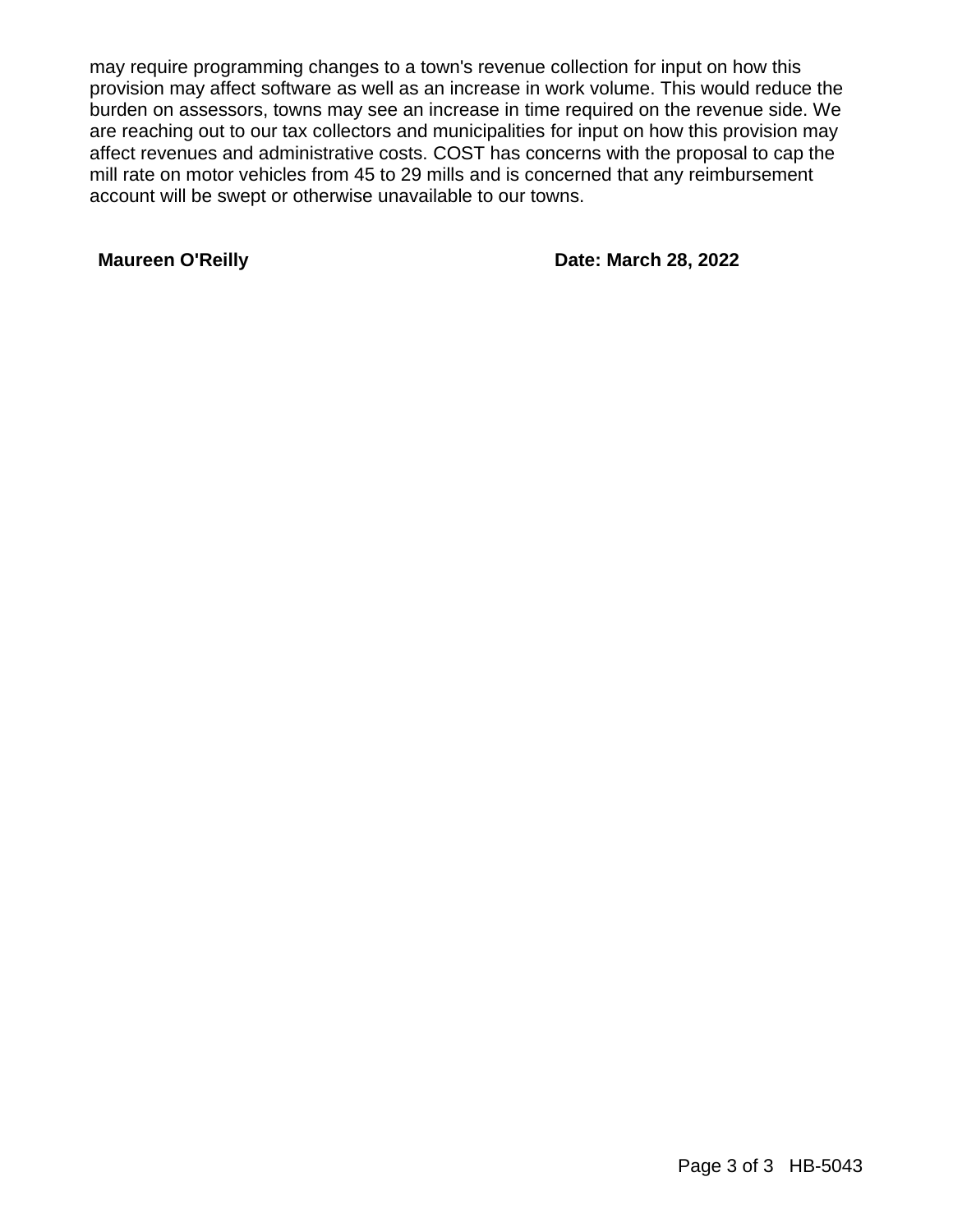may require programming changes to a town's revenue collection for input on how this provision may affect software as well as an increase in work volume. This would reduce the burden on assessors, towns may see an increase in time required on the revenue side. We are reaching out to our tax collectors and municipalities for input on how this provision may affect revenues and administrative costs. COST has concerns with the proposal to cap the mill rate on motor vehicles from 45 to 29 mills and is concerned that any reimbursement account will be swept or otherwise unavailable to our towns.

**Maureen O'Reilly** **Date: March 28, 2022**